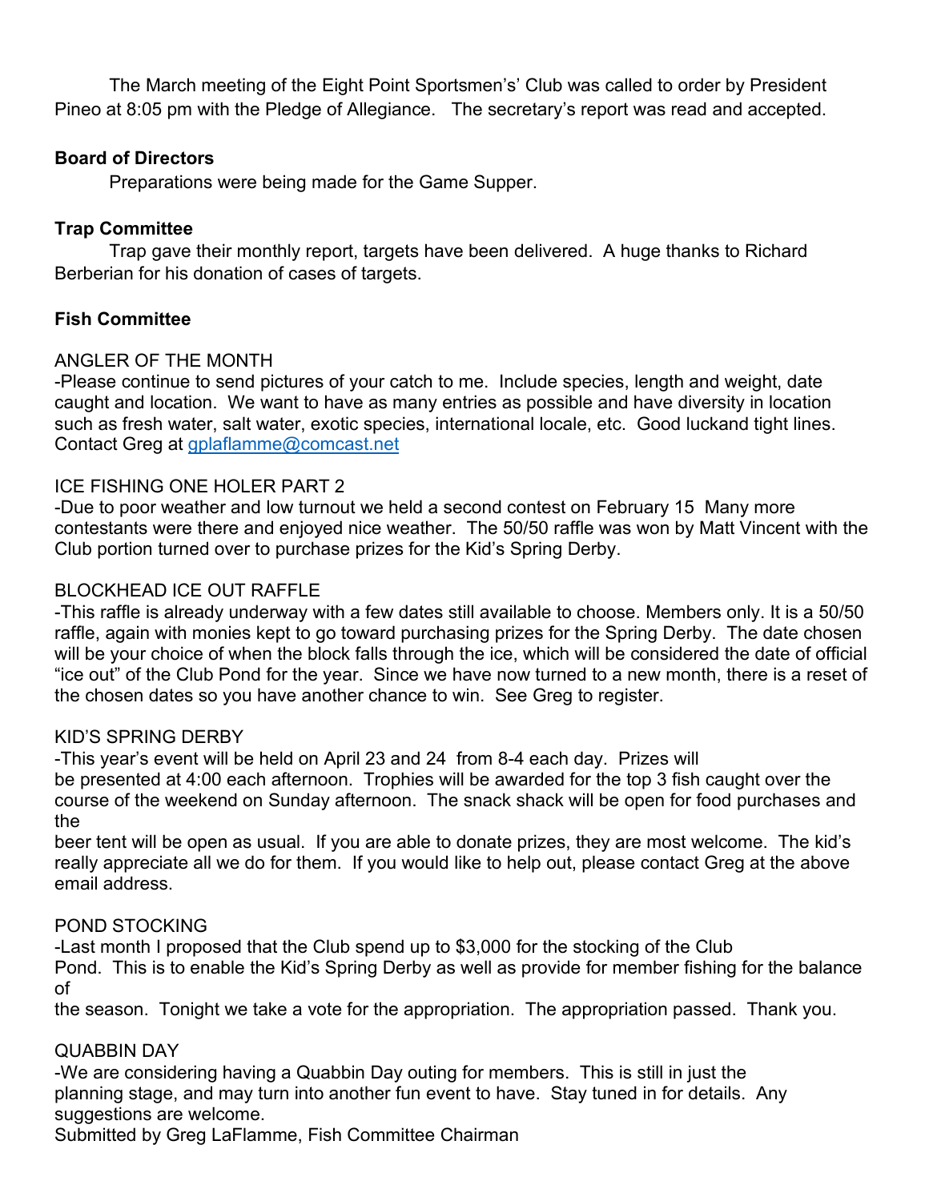The March meeting of the Eight Point Sportsmen's' Club was called to order by President Pineo at 8:05 pm with the Pledge of Allegiance. The secretary's report was read and accepted.

**Board of Directors**

Preparations were being made for the Game Supper.

**Trap Committee**

Trap gave their monthly report, targets have been delivered. A huge thanks to Richard Berberian for his donation of cases of targets.

**Fish Committee**

ANGLER OF THE MONTH

-Please continue to send pictures of your catch to me. Include species, length and weight, date caught and location. We want to have as many entries as possible and have diversity in location such as fresh water, salt water, exotic species, international locale, etc. Good luckand tight lines. Contact Greg at gplaflamme@comcast.net

ICE FISHING ONE HOLER PART 2

-Due to poor weather and low turnout we held a second contest on February 15 Many more contestants were there and enjoyed nice weather. The 50/50 raffle was won by Matt Vincent with the Club portion turned over to purchase prizes for the Kid's Spring Derby.

BLOCKHEAD ICE OUT RAFFLE

-This raffle is already underway with a few dates still available to choose. Members only. It is a 50/50 raffle, again with monies kept to go toward purchasing prizes for the Spring Derby. The date chosen will be your choice of when the block falls through the ice, which will be considered the date of official "ice out" of the Club Pond for the year. Since we have now turned to a new month, there is a reset of the chosen dates so you have another chance to win. See Greg to register.

KID'S SPRING DERBY

-This year's event will be held on April 23 and 24 from 8-4 each day. Prizes will be presented at 4:00 each afternoon. Trophies will be awarded for the top 3 fish caught over the course of the weekend on Sunday afternoon. The snack shack will be open for food purchases and the beer tent will be open as usual. If you are able to donate prizes, they are most welcome. The kid's really appreciate all we do for them. If you would like to help out, please contact Greg at the above email address.

POND STOCKING

-Last month I proposed that the Club spend up to $3,000 for the stocking of the Club Pond. This is to enable the Kid's Spring Derby as well as provide for member fishing for the balance of the season. Tonight we take a vote for the appropriation. The appropriation passed. Thank you.

QUABBIN DAY

-We are considering having a Quabbin Day outing for members. This is still in just the planning stage, and may turn into another fun event to have. Stay tuned in for details. Any suggestions are welcome.

Submitted by Greg LaFlamme, Fish Committee Chairman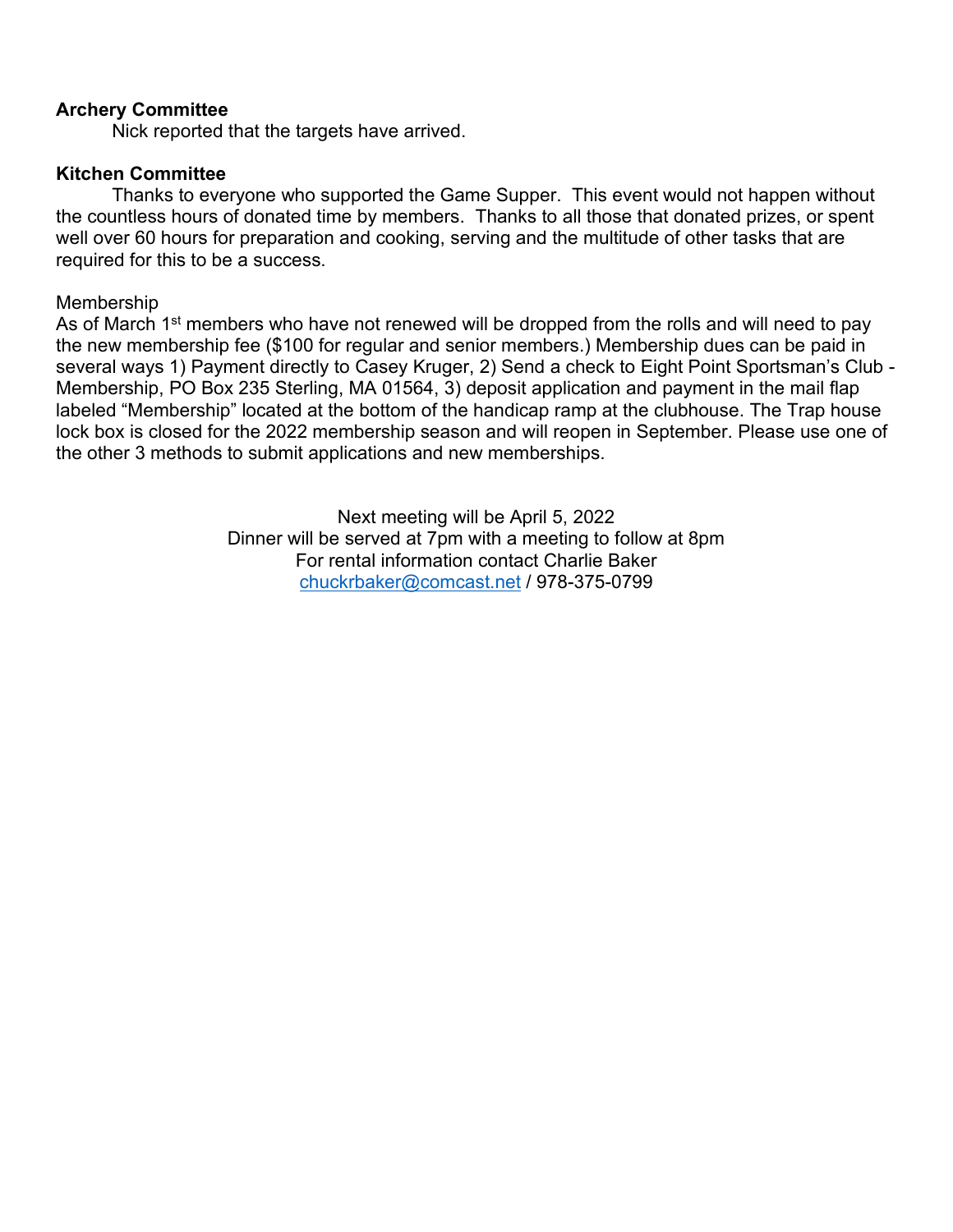**Archery Committee**

Nick reported that the targets have arrived.

**Kitchen Committee**

Thanks to everyone who supported the Game Supper. This event would not happen without the countless hours of donated time by members. Thanks to all those that donated prizes, or spent well over 60 hours for preparation and cooking, serving and the multitude of other tasks that are required for this to be a success.

Membership

As of March 1st members who have not renewed will be dropped from the rolls and will need to pay the new membership fee ($100 for regular and senior members.) Membership dues can be paid in several ways 1) Payment directly to Casey Kruger, 2) Send a check to Eight Point Sportsman's Club - Membership, PO Box 235 Sterling, MA 01564, 3) deposit application and payment in the mail flap labeled "Membership" located at the bottom of the handicap ramp at the clubhouse. The Trap house lock box is closed for the 2022 membership season and will reopen in September. Please use one of the other 3 methods to submit applications and new memberships.

Next meeting will be April 5, 2022
Dinner will be served at 7pm with a meeting to follow at 8pm
For rental information contact Charlie Baker
chuckrbaker@comcast.net / 978-375-0799